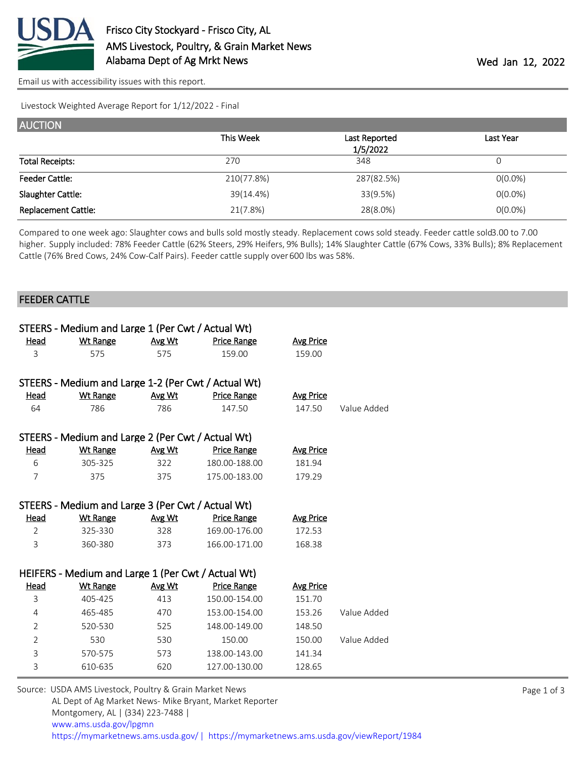# Frisco City Stockyard - Frisco City, AL
## AMS Livestock, Poultry, & Grain Market News
## Alabama Dept of Ag Mrkt News

Wed Jan 12, 2022

Email us with accessibility issues with this report.

Livestock Weighted Average Report for 1/12/2022 - Final

## AUCTION

| | This Week | Last Reported 1/5/2022 | Last Year |
|---|---|---|---|
| Total Receipts: | 270 | 348 | 0 |
| Feeder Cattle: | 210(77.8%) | 287(82.5%) | 0(0.0%) |
| Slaughter Cattle: | 39(14.4%) | 33(9.5%) | 0(0.0%) |
| Replacement Cattle: | 21(7.8%) | 28(8.0%) | 0(0.0%) |

Compared to one week ago: Slaughter cows and bulls sold mostly steady. Replacement cows sold steady. Feeder cattle sold 3.00 to 7.00 higher. Supply included: 78% Feeder Cattle (62% Steers, 29% Heifers, 9% Bulls); 14% Slaughter Cattle (67% Cows, 33% Bulls); 8% Replacement Cattle (76% Bred Cows, 24% Cow-Calf Pairs). Feeder cattle supply over 600 lbs was 58%.

## FEEDER CATTLE

### STEERS - Medium and Large 1 (Per Cwt / Actual Wt)

| Head | Wt Range | Avg Wt | Price Range | Avg Price | |
|---|---|---|---|---|---|
| 3 | 575 | 575 | 159.00 | 159.00 | |

### STEERS - Medium and Large 1-2 (Per Cwt / Actual Wt)

| Head | Wt Range | Avg Wt | Price Range | Avg Price | |
|---|---|---|---|---|---|
| 64 | 786 | 786 | 147.50 | 147.50 | Value Added |

### STEERS - Medium and Large 2 (Per Cwt / Actual Wt)

| Head | Wt Range | Avg Wt | Price Range | Avg Price | |
|---|---|---|---|---|---|
| 6 | 305-325 | 322 | 180.00-188.00 | 181.94 | |
| 7 | 375 | 375 | 175.00-183.00 | 179.29 | |

### STEERS - Medium and Large 3 (Per Cwt / Actual Wt)

| Head | Wt Range | Avg Wt | Price Range | Avg Price | |
|---|---|---|---|---|---|
| 2 | 325-330 | 328 | 169.00-176.00 | 172.53 | |
| 3 | 360-380 | 373 | 166.00-171.00 | 168.38 | |

### HEIFERS - Medium and Large 1 (Per Cwt / Actual Wt)

| Head | Wt Range | Avg Wt | Price Range | Avg Price | |
|---|---|---|---|---|---|
| 3 | 405-425 | 413 | 150.00-154.00 | 151.70 | |
| 4 | 465-485 | 470 | 153.00-154.00 | 153.26 | Value Added |
| 2 | 520-530 | 525 | 148.00-149.00 | 148.50 | |
| 2 | 530 | 530 | 150.00 | 150.00 | Value Added |
| 3 | 570-575 | 573 | 138.00-143.00 | 141.34 | |
| 3 | 610-635 | 620 | 127.00-130.00 | 128.65 | |

Source: USDA AMS Livestock, Poultry & Grain Market News
AL Dept of Ag Market News- Mike Bryant, Market Reporter
Montgomery, AL | (334) 223-7488 |
www.ams.usda.gov/lpgmn
https://mymarketnews.ams.usda.gov/ | https://mymarketnews.ams.usda.gov/viewReport/1984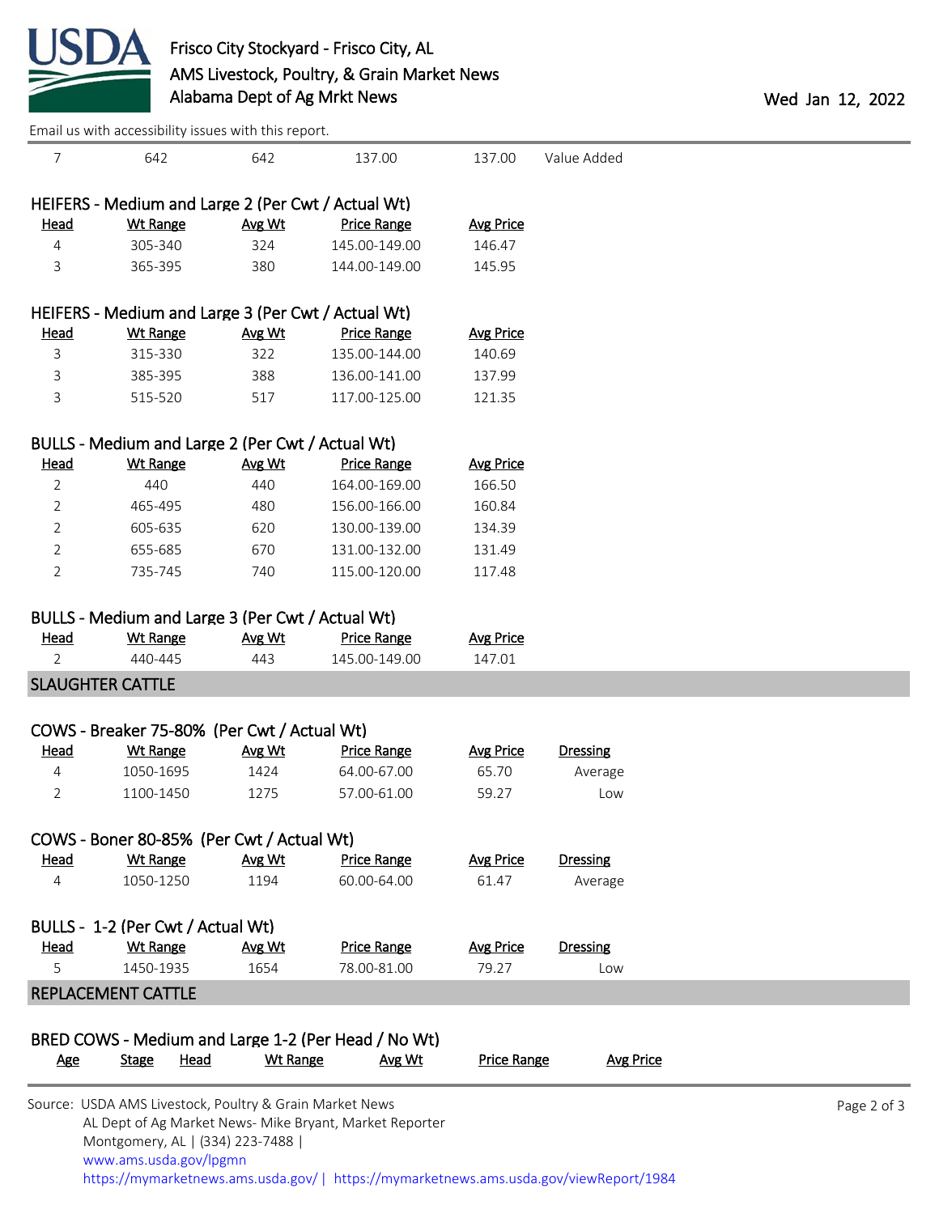| 7 | 642 | 642 | 137.00 | 137.00 | Value Added |
|---|---|---|---|---|---|

### HEIFERS - Medium and Large 2 (Per Cwt / Actual Wt)

| Head | Wt Range | Avg Wt | Price Range | Avg Price |
|---|---|---|---|---|
| 4 | 305-340 | 324 | 145.00-149.00 | 146.47 |
| 3 | 365-395 | 380 | 144.00-149.00 | 145.95 |

### HEIFERS - Medium and Large 3 (Per Cwt / Actual Wt)

| Head | Wt Range | Avg Wt | Price Range | Avg Price |
|---|---|---|---|---|
| 3 | 315-330 | 322 | 135.00-144.00 | 140.69 |
| 3 | 385-395 | 388 | 136.00-141.00 | 137.99 |
| 3 | 515-520 | 517 | 117.00-125.00 | 121.35 |

### BULLS - Medium and Large 2 (Per Cwt / Actual Wt)

| Head | Wt Range | Avg Wt | Price Range | Avg Price |
|---|---|---|---|---|
| 2 | 440 | 440 | 164.00-169.00 | 166.50 |
| 2 | 465-495 | 480 | 156.00-166.00 | 160.84 |
| 2 | 605-635 | 620 | 130.00-139.00 | 134.39 |
| 2 | 655-685 | 670 | 131.00-132.00 | 131.49 |
| 2 | 735-745 | 740 | 115.00-120.00 | 117.48 |

### BULLS - Medium and Large 3 (Per Cwt / Actual Wt)

| Head | Wt Range | Avg Wt | Price Range | Avg Price |
|---|---|---|---|---|
| 2 | 440-445 | 443 | 145.00-149.00 | 147.01 |

## SLAUGHTER CATTLE

### COWS - Breaker 75-80% (Per Cwt / Actual Wt)

| Head | Wt Range | Avg Wt | Price Range | Avg Price | Dressing |
|---|---|---|---|---|---|
| 4 | 1050-1695 | 1424 | 64.00-67.00 | 65.70 | Average |
| 2 | 1100-1450 | 1275 | 57.00-61.00 | 59.27 | Low |

### COWS - Boner 80-85% (Per Cwt / Actual Wt)

| Head | Wt Range | Avg Wt | Price Range | Avg Price | Dressing |
|---|---|---|---|---|---|
| 4 | 1050-1250 | 1194 | 60.00-64.00 | 61.47 | Average |

### BULLS - 1-2 (Per Cwt / Actual Wt)

| Head | Wt Range | Avg Wt | Price Range | Avg Price | Dressing |
|---|---|---|---|---|---|
| 5 | 1450-1935 | 1654 | 78.00-81.00 | 79.27 | Low |

## REPLACEMENT CATTLE

### BRED COWS - Medium and Large 1-2 (Per Head / No Wt)

| Age | Stage | Head | Wt Range | Avg Wt | Price Range | Avg Price |
|---|---|---|---|---|---|---|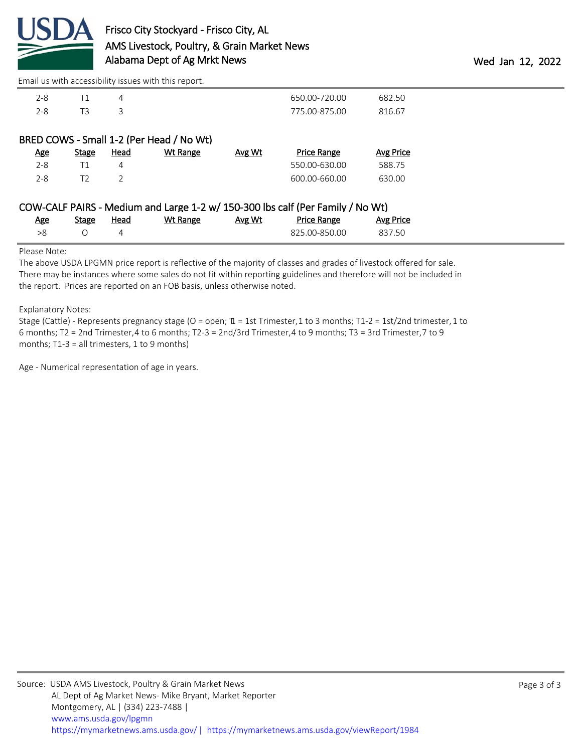Email us with accessibility issues with this report.

| | | | | | | |
|---|---|---|---|---|---|---|
| 2-8 | T1 | 4 | | | 650.00-720.00 | 682.50 |
| 2-8 | T3 | 3 | | | 775.00-875.00 | 816.67 |

### BRED COWS - Small 1-2 (Per Head / No Wt)

| Age | Stage | Head | Wt Range | Avg Wt | Price Range | Avg Price |
|---|---|---|---|---|---|---|
| 2-8 | T1 | 4 | | | 550.00-630.00 | 588.75 |
| 2-8 | T2 | 2 | | | 600.00-660.00 | 630.00 |

### COW-CALF PAIRS - Medium and Large 1-2 w/ 150-300 lbs calf (Per Family / No Wt)

| Age | Stage | Head | Wt Range | Avg Wt | Price Range | Avg Price |
|---|---|---|---|---|---|---|
| >8 | O | 4 | | | 825.00-850.00 | 837.50 |

Please Note:

The above USDA LPGMN price report is reflective of the majority of classes and grades of livestock offered for sale. There may be instances where some sales do not fit within reporting guidelines and therefore will not be included in the report. Prices are reported on an FOB basis, unless otherwise noted.

Explanatory Notes:

Stage (Cattle) - Represents pregnancy stage (O = open; T1 = 1st Trimester,1 to 3 months; T1-2 = 1st/2nd trimester, 1 to 6 months; T2 = 2nd Trimester,4 to 6 months; T2-3 = 2nd/3rd Trimester,4 to 9 months; T3 = 3rd Trimester,7 to 9 months; T1-3 = all trimesters, 1 to 9 months)

Age - Numerical representation of age in years.

Source: USDA AMS Livestock, Poultry & Grain Market News
AL Dept of Ag Market News- Mike Bryant, Market Reporter
Montgomery, AL | (334) 223-7488 |
www.ams.usda.gov/lpgmn
https://mymarketnews.ams.usda.gov/ | https://mymarketnews.ams.usda.gov/viewReport/1984